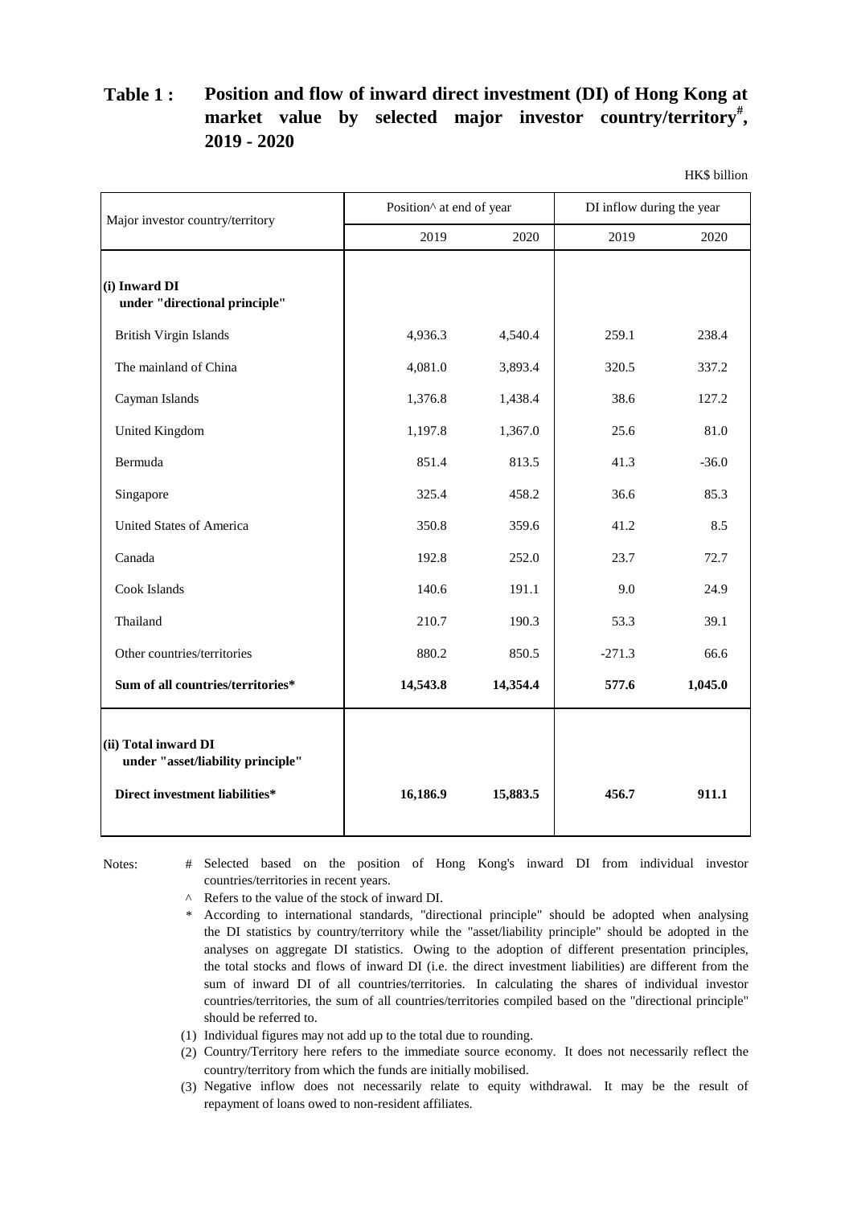# Table 1 : Position and flow of inward direct investment (DI) of Hong Kong at market value by selected major investor country/territory#, 2019 - 2020

HK$ billion

| Major investor country/territory | Position^ at end of year | | DI inflow during the year | |
|---|---|---|---|---|
| | 2019 | 2020 | 2019 | 2020 |
| **(i) Inward DI under "directional principle"** | | | | |
| British Virgin Islands | 4,936.3 | 4,540.4 | 259.1 | 238.4 |
| The mainland of China | 4,081.0 | 3,893.4 | 320.5 | 337.2 |
| Cayman Islands | 1,376.8 | 1,438.4 | 38.6 | 127.2 |
| United Kingdom | 1,197.8 | 1,367.0 | 25.6 | 81.0 |
| Bermuda | 851.4 | 813.5 | 41.3 | -36.0 |
| Singapore | 325.4 | 458.2 | 36.6 | 85.3 |
| United States of America | 350.8 | 359.6 | 41.2 | 8.5 |
| Canada | 192.8 | 252.0 | 23.7 | 72.7 |
| Cook Islands | 140.6 | 191.1 | 9.0 | 24.9 |
| Thailand | 210.7 | 190.3 | 53.3 | 39.1 |
| Other countries/territories | 880.2 | 850.5 | -271.3 | 66.6 |
| **Sum of all countries/territories*** | **14,543.8** | **14,354.4** | **577.6** | **1,045.0** |
| **(ii) Total inward DI under "asset/liability principle"** | | | | |
| **Direct investment liabilities*** | **16,186.9** | **15,883.5** | **456.7** | **911.1** |

Notes:

\# Selected based on the position of Hong Kong's inward DI from individual investor countries/territories in recent years.

^ Refers to the value of the stock of inward DI.

\* According to international standards, "directional principle" should be adopted when analysing the DI statistics by country/territory while the "asset/liability principle" should be adopted in the analyses on aggregate DI statistics. Owing to the adoption of different presentation principles, the total stocks and flows of inward DI (i.e. the direct investment liabilities) are different from the sum of inward DI of all countries/territories. In calculating the shares of individual investor countries/territories, the sum of all countries/territories compiled based on the "directional principle" should be referred to.

(1) Individual figures may not add up to the total due to rounding.

(2) Country/Territory here refers to the immediate source economy. It does not necessarily reflect the country/territory from which the funds are initially mobilised.

(3) Negative inflow does not necessarily relate to equity withdrawal. It may be the result of repayment of loans owed to non-resident affiliates.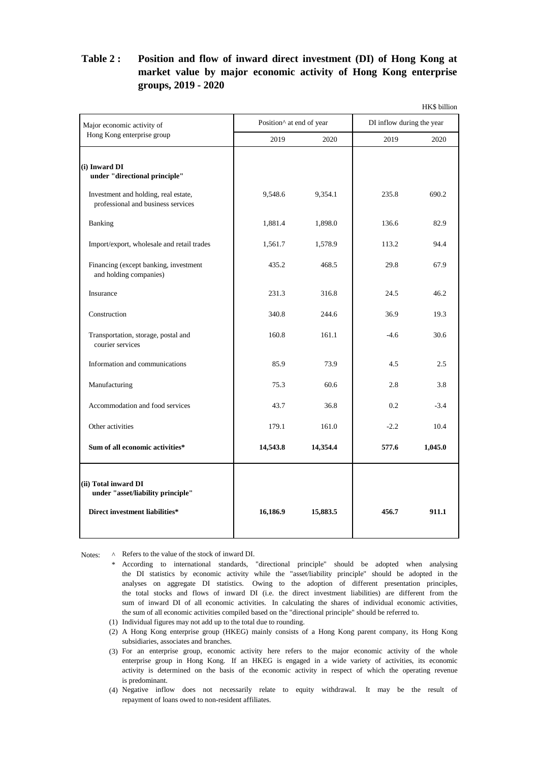## Table 2 : Position and flow of inward direct investment (DI) of Hong Kong at market value by major economic activity of Hong Kong enterprise groups, 2019 - 2020

HK$ billion

| Major economic activity of Hong Kong enterprise group | Position^ at end of year | | DI inflow during the year | |
|---|---|---|---|---|
| | 2019 | 2020 | 2019 | 2020 |
| **(i) Inward DI under "directional principle"** | | | | |
| Investment and holding, real estate, professional and business services | 9,548.6 | 9,354.1 | 235.8 | 690.2 |
| Banking | 1,881.4 | 1,898.0 | 136.6 | 82.9 |
| Import/export, wholesale and retail trades | 1,561.7 | 1,578.9 | 113.2 | 94.4 |
| Financing (except banking, investment and holding companies) | 435.2 | 468.5 | 29.8 | 67.9 |
| Insurance | 231.3 | 316.8 | 24.5 | 46.2 |
| Construction | 340.8 | 244.6 | 36.9 | 19.3 |
| Transportation, storage, postal and courier services | 160.8 | 161.1 | -4.6 | 30.6 |
| Information and communications | 85.9 | 73.9 | 4.5 | 2.5 |
| Manufacturing | 75.3 | 60.6 | 2.8 | 3.8 |
| Accommodation and food services | 43.7 | 36.8 | 0.2 | -3.4 |
| Other activities | 179.1 | 161.0 | -2.2 | 10.4 |
| **Sum of all economic activities*** | **14,543.8** | **14,354.4** | **577.6** | **1,045.0** |
| **(ii) Total inward DI under "asset/liability principle"** | | | | |
| **Direct investment liabilities*** | **16,186.9** | **15,883.5** | **456.7** | **911.1** |

Notes:
^ Refers to the value of the stock of inward DI.
* According to international standards, "directional principle" should be adopted when analysing the DI statistics by economic activity while the "asset/liability principle" should be adopted in the analyses on aggregate DI statistics. Owing to the adoption of different presentation principles, the total stocks and flows of inward DI (i.e. the direct investment liabilities) are different from the sum of inward DI of all economic activities. In calculating the shares of individual economic activities, the sum of all economic activities compiled based on the "directional principle" should be referred to.
(1) Individual figures may not add up to the total due to rounding.
(2) A Hong Kong enterprise group (HKEG) mainly consists of a Hong Kong parent company, its Hong Kong subsidiaries, associates and branches.
(3) For an enterprise group, economic activity here refers to the major economic activity of the whole enterprise group in Hong Kong. If an HKEG is engaged in a wide variety of activities, its economic activity is determined on the basis of the economic activity in respect of which the operating revenue is predominant.
(4) Negative inflow does not necessarily relate to equity withdrawal. It may be the result of repayment of loans owed to non-resident affiliates.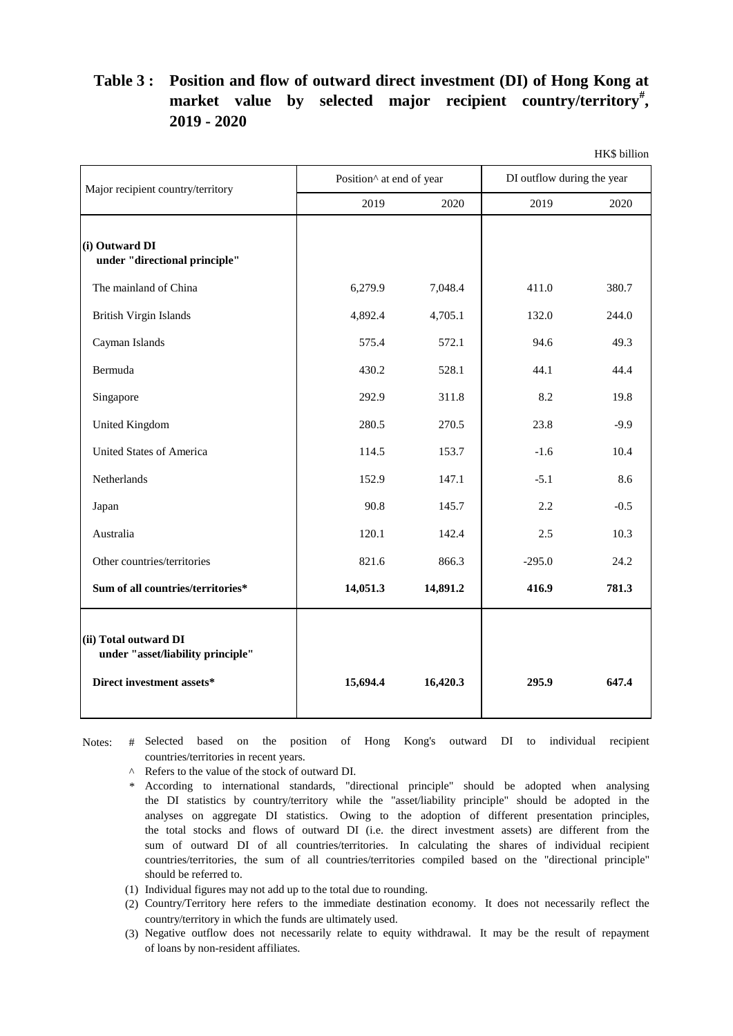## Table 3 : Position and flow of outward direct investment (DI) of Hong Kong at market value by selected major recipient country/territory#, 2019 - 2020

HK$ billion

| Major recipient country/territory | Position^ at end of year | | DI outflow during the year | |
|---|---|---|---|---|
| | 2019 | 2020 | 2019 | 2020 |
| **(i) Outward DI under "directional principle"** | | | | |
| The mainland of China | 6,279.9 | 7,048.4 | 411.0 | 380.7 |
| British Virgin Islands | 4,892.4 | 4,705.1 | 132.0 | 244.0 |
| Cayman Islands | 575.4 | 572.1 | 94.6 | 49.3 |
| Bermuda | 430.2 | 528.1 | 44.1 | 44.4 |
| Singapore | 292.9 | 311.8 | 8.2 | 19.8 |
| United Kingdom | 280.5 | 270.5 | 23.8 | -9.9 |
| United States of America | 114.5 | 153.7 | -1.6 | 10.4 |
| Netherlands | 152.9 | 147.1 | -5.1 | 8.6 |
| Japan | 90.8 | 145.7 | 2.2 | -0.5 |
| Australia | 120.1 | 142.4 | 2.5 | 10.3 |
| Other countries/territories | 821.6 | 866.3 | -295.0 | 24.2 |
| **Sum of all countries/territories*** | **14,051.3** | **14,891.2** | **416.9** | **781.3** |
| **(ii) Total outward DI under "asset/liability principle"** | | | | |
| **Direct investment assets*** | **15,694.4** | **16,420.3** | **295.9** | **647.4** |

Notes:
- \# Selected based on the position of Hong Kong's outward DI to individual recipient countries/territories in recent years.
- ^ Refers to the value of the stock of outward DI.
- \* According to international standards, "directional principle" should be adopted when analysing the DI statistics by country/territory while the "asset/liability principle" should be adopted in the analyses on aggregate DI statistics. Owing to the adoption of different presentation principles, the total stocks and flows of outward DI (i.e. the direct investment assets) are different from the sum of outward DI of all countries/territories. In calculating the shares of individual recipient countries/territories, the sum of all countries/territories compiled based on the "directional principle" should be referred to.
- (1) Individual figures may not add up to the total due to rounding.
- (2) Country/Territory here refers to the immediate destination economy. It does not necessarily reflect the country/territory in which the funds are ultimately used.
- (3) Negative outflow does not necessarily relate to equity withdrawal. It may be the result of repayment of loans by non-resident affiliates.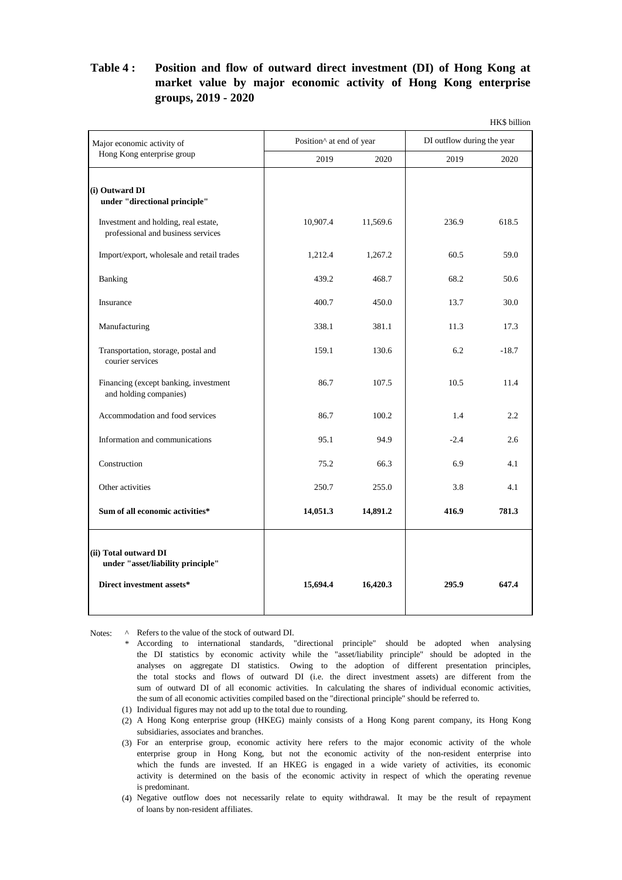**Table 4 : Position and flow of outward direct investment (DI) of Hong Kong at market value by major economic activity of Hong Kong enterprise groups, 2019 - 2020**

HK$ billion

| Major economic activity of Hong Kong enterprise group | Position^ at end of year | | DI outflow during the year | |
|---|---|---|---|---|
| | 2019 | 2020 | 2019 | 2020 |
| **(i) Outward DI under "directional principle"** | | | | |
| Investment and holding, real estate, professional and business services | 10,907.4 | 11,569.6 | 236.9 | 618.5 |
| Import/export, wholesale and retail trades | 1,212.4 | 1,267.2 | 60.5 | 59.0 |
| Banking | 439.2 | 468.7 | 68.2 | 50.6 |
| Insurance | 400.7 | 450.0 | 13.7 | 30.0 |
| Manufacturing | 338.1 | 381.1 | 11.3 | 17.3 |
| Transportation, storage, postal and courier services | 159.1 | 130.6 | 6.2 | -18.7 |
| Financing (except banking, investment and holding companies) | 86.7 | 107.5 | 10.5 | 11.4 |
| Accommodation and food services | 86.7 | 100.2 | 1.4 | 2.2 |
| Information and communications | 95.1 | 94.9 | -2.4 | 2.6 |
| Construction | 75.2 | 66.3 | 6.9 | 4.1 |
| Other activities | 250.7 | 255.0 | 3.8 | 4.1 |
| **Sum of all economic activities*** | **14,051.3** | **14,891.2** | **416.9** | **781.3** |
| **(ii) Total outward DI under "asset/liability principle"** | | | | |
| **Direct investment assets*** | **15,694.4** | **16,420.3** | **295.9** | **647.4** |

Notes:

^ Refers to the value of the stock of outward DI.

* According to international standards, "directional principle" should be adopted when analysing the DI statistics by economic activity while the "asset/liability principle" should be adopted in the analyses on aggregate DI statistics. Owing to the adoption of different presentation principles, the total stocks and flows of outward DI (i.e. the direct investment assets) are different from the sum of outward DI of all economic activities. In calculating the shares of individual economic activities, the sum of all economic activities compiled based on the "directional principle" should be referred to.

(1) Individual figures may not add up to the total due to rounding.

(2) A Hong Kong enterprise group (HKEG) mainly consists of a Hong Kong parent company, its Hong Kong subsidiaries, associates and branches.

(3) For an enterprise group, economic activity here refers to the major economic activity of the whole enterprise group in Hong Kong, but not the economic activity of the non-resident enterprise into which the funds are invested. If an HKEG is engaged in a wide variety of activities, its economic activity is determined on the basis of the economic activity in respect of which the operating revenue is predominant.

(4) Negative outflow does not necessarily relate to equity withdrawal. It may be the result of repayment of loans by non-resident affiliates.